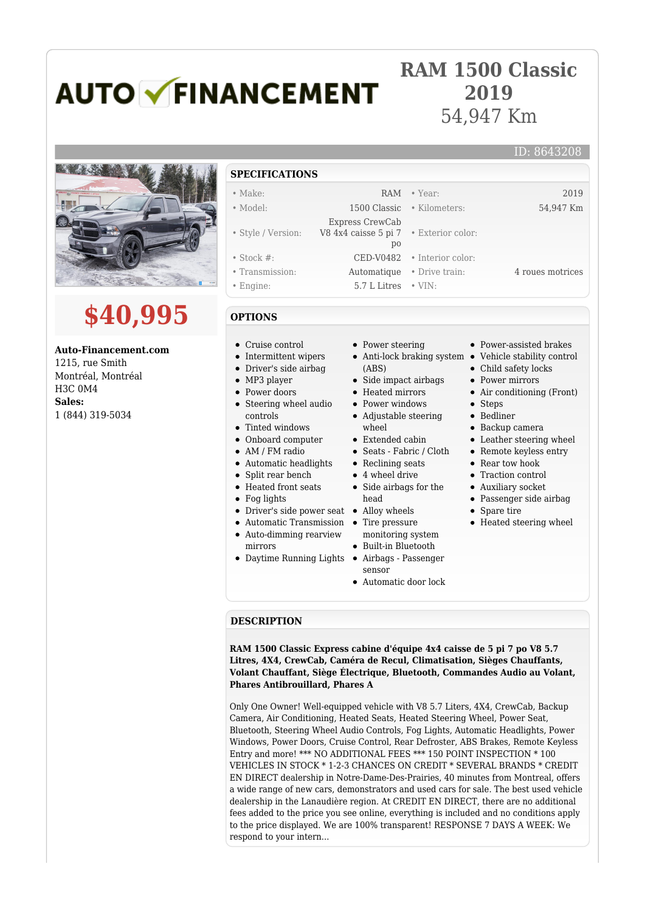# AUTO FINANCEMENT

# RAM 1500 Classic 2019

54,947 Km

ID: 8643208

## $40,995

**Auto-Financement.com**
1215, rue Smith
Montréal, Montréal
H3C 0M4
**Sales:**
1 (844) 319-5034

## SPECIFICATIONS

| | | | |
|---|---|---|---|
| • Make: | RAM | • Year: | 2019 |
| • Model: | 1500 Classic | • Kilometers: | 54,947 Km |
| • Style / Version: | Express CrewCab V8 4x4 caisse 5 pi 7 po | • Exterior color: | |
| • Stock #: | CED-V0482 | • Interior color: | |
| • Transmission: | Automatique | • Drive train: | 4 roues motrices |
| • Engine: | 5.7 L Litres | • VIN: | |

## OPTIONS

- Cruise control
- Intermittent wipers
- Driver's side airbag
- MP3 player
- Power doors
- Steering wheel audio controls
- Tinted windows
- Onboard computer
- AM / FM radio
- Automatic headlights
- Split rear bench
- Heated front seats
- Fog lights
- Driver's side power seat
- Automatic Transmission
- Auto-dimming rearview mirrors
- Daytime Running Lights
- Power steering
- Anti-lock braking system (ABS)
- Side impact airbags
- Heated mirrors
- Power windows
- Adjustable steering wheel
- Extended cabin
- Seats - Fabric / Cloth
- Reclining seats
- 4 wheel drive
- Side airbags for the head
- Alloy wheels
- Tire pressure monitoring system
- Built-in Bluetooth
- Airbags - Passenger sensor
- Automatic door lock
- Power-assisted brakes
- Vehicle stability control
- Child safety locks
- Power mirrors
- Air conditioning (Front)
- Steps
- Bedliner
- Backup camera
- Leather steering wheel
- Remote keyless entry
- Rear tow hook
- Traction control
- Auxiliary socket
- Passenger side airbag
- Spare tire
- Heated steering wheel

## DESCRIPTION

**RAM 1500 Classic Express cabine d'équipe 4x4 caisse de 5 pi 7 po V8 5.7 Litres, 4X4, CrewCab, Caméra de Recul, Climatisation, Sièges Chauffants, Volant Chauffant, Siège Électrique, Bluetooth, Commandes Audio au Volant, Phares Antibrouillard, Phares A**

Only One Owner! Well-equipped vehicle with V8 5.7 Liters, 4X4, CrewCab, Backup Camera, Air Conditioning, Heated Seats, Heated Steering Wheel, Power Seat, Bluetooth, Steering Wheel Audio Controls, Fog Lights, Automatic Headlights, Power Windows, Power Doors, Cruise Control, Rear Defroster, ABS Brakes, Remote Keyless Entry and more! *** NO ADDITIONAL FEES *** 150 POINT INSPECTION * 100 VEHICLES IN STOCK * 1-2-3 CHANCES ON CREDIT * SEVERAL BRANDS * CREDIT EN DIRECT dealership in Notre-Dame-Des-Prairies, 40 minutes from Montreal, offers a wide range of new cars, demonstrators and used cars for sale. The best used vehicle dealership in the Lanaudière region. At CREDIT EN DIRECT, there are no additional fees added to the price you see online, everything is included and no conditions apply to the price displayed. We are 100% transparent! RESPONSE 7 DAYS A WEEK: We respond to your intern...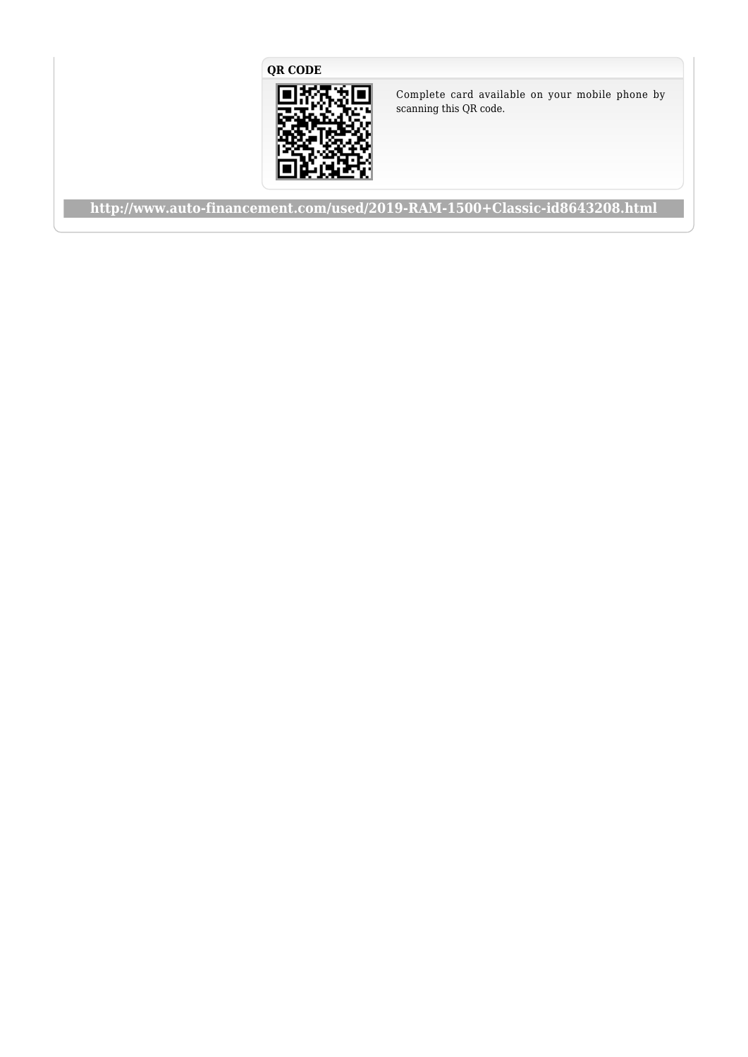**QR CODE**

Complete card available on your mobile phone by scanning this QR code.

**http://www.auto-financement.com/used/2019-RAM-1500+Classic-id8643208.html**